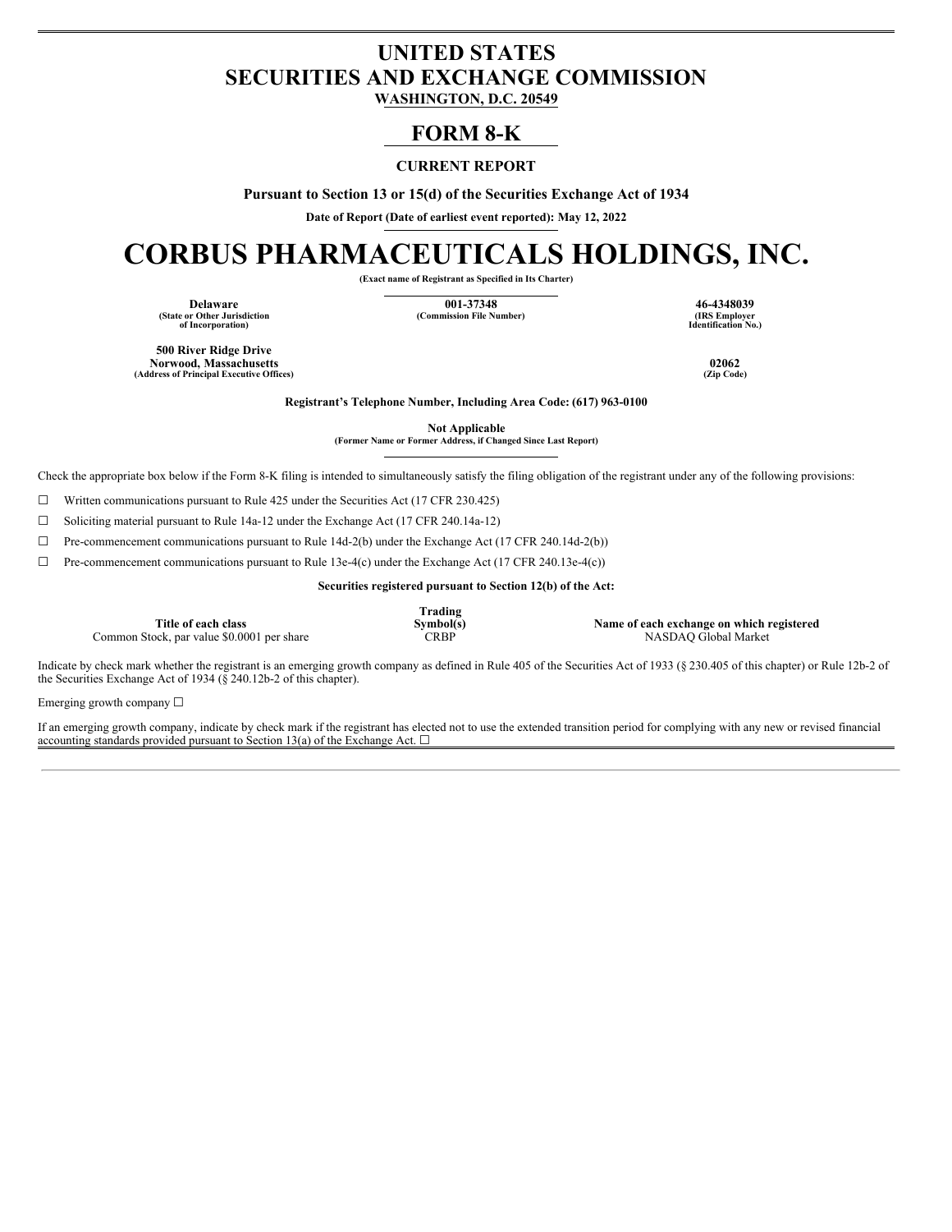# UNITED STATES
# SECURITIES AND EXCHANGE COMMISSION

**WASHINGTON, D.C. 20549**

## FORM 8-K

**CURRENT REPORT**

**Pursuant to Section 13 or 15(d) of the Securities Exchange Act of 1934**

**Date of Report (Date of earliest event reported): May 12, 2022**

# CORBUS PHARMACEUTICALS HOLDINGS, INC.

**(Exact name of Registrant as Specified in Its Charter)**

| Delaware | 001-37348 | 46-4348039 |
|---|---|---|
| (State or Other Jurisdiction of Incorporation) | (Commission File Number) | (IRS Employer Identification No.) |

| 500 River Ridge Drive Norwood, Massachusetts | 02062 |
|---|---|
| (Address of Principal Executive Offices) | (Zip Code) |

**Registrant's Telephone Number, Including Area Code: (617) 963-0100**

**Not Applicable**
**(Former Name or Former Address, if Changed Since Last Report)**

Check the appropriate box below if the Form 8-K filing is intended to simultaneously satisfy the filing obligation of the registrant under any of the following provisions:

☐ Written communications pursuant to Rule 425 under the Securities Act (17 CFR 230.425)

☐ Soliciting material pursuant to Rule 14a-12 under the Exchange Act (17 CFR 240.14a-12)

☐ Pre-commencement communications pursuant to Rule 14d-2(b) under the Exchange Act (17 CFR 240.14d-2(b))

☐ Pre-commencement communications pursuant to Rule 13e-4(c) under the Exchange Act (17 CFR 240.13e-4(c))

**Securities registered pursuant to Section 12(b) of the Act:**

| Title of each class | Trading Symbol(s) | Name of each exchange on which registered |
|---|---|---|
| Common Stock, par value $0.0001 per share | CRBP | NASDAQ Global Market |

Indicate by check mark whether the registrant is an emerging growth company as defined in Rule 405 of the Securities Act of 1933 (§ 230.405 of this chapter) or Rule 12b-2 of the Securities Exchange Act of 1934 (§ 240.12b-2 of this chapter).

Emerging growth company ☐

If an emerging growth company, indicate by check mark if the registrant has elected not to use the extended transition period for complying with any new or revised financial accounting standards provided pursuant to Section 13(a) of the Exchange Act. ☐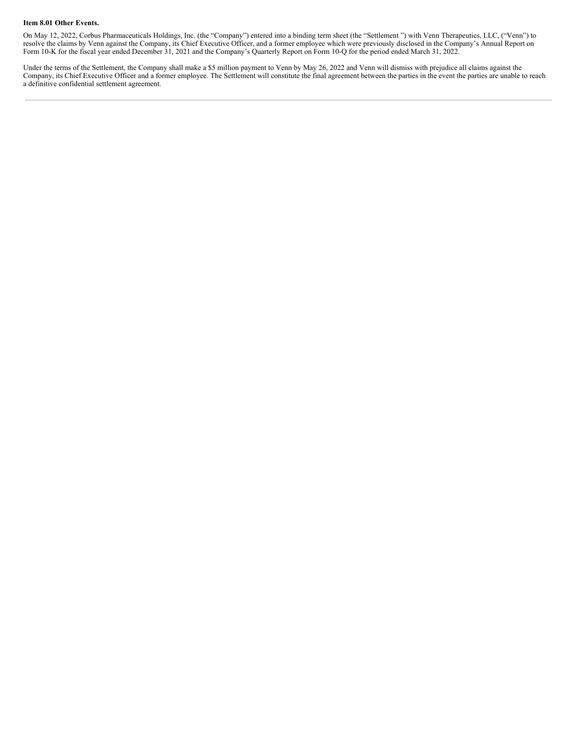**Item 8.01 Other Events.**

On May 12, 2022, Corbus Pharmaceuticals Holdings, Inc. (the "Company") entered into a binding term sheet (the "Settlement ") with Venn Therapeutics, LLC, ("Venn") to resolve the claims by Venn against the Company, its Chief Executive Officer, and a former employee which were previously disclosed in the Company's Annual Report on Form 10-K for the fiscal year ended December 31, 2021 and the Company's Quarterly Report on Form 10-Q for the period ended March 31, 2022.

Under the terms of the Settlement, the Company shall make a $5 million payment to Venn by May 26, 2022 and Venn will dismiss with prejudice all claims against the Company, its Chief Executive Officer and a former employee. The Settlement will constitute the final agreement between the parties in the event the parties are unable to reach a definitive confidential settlement agreement.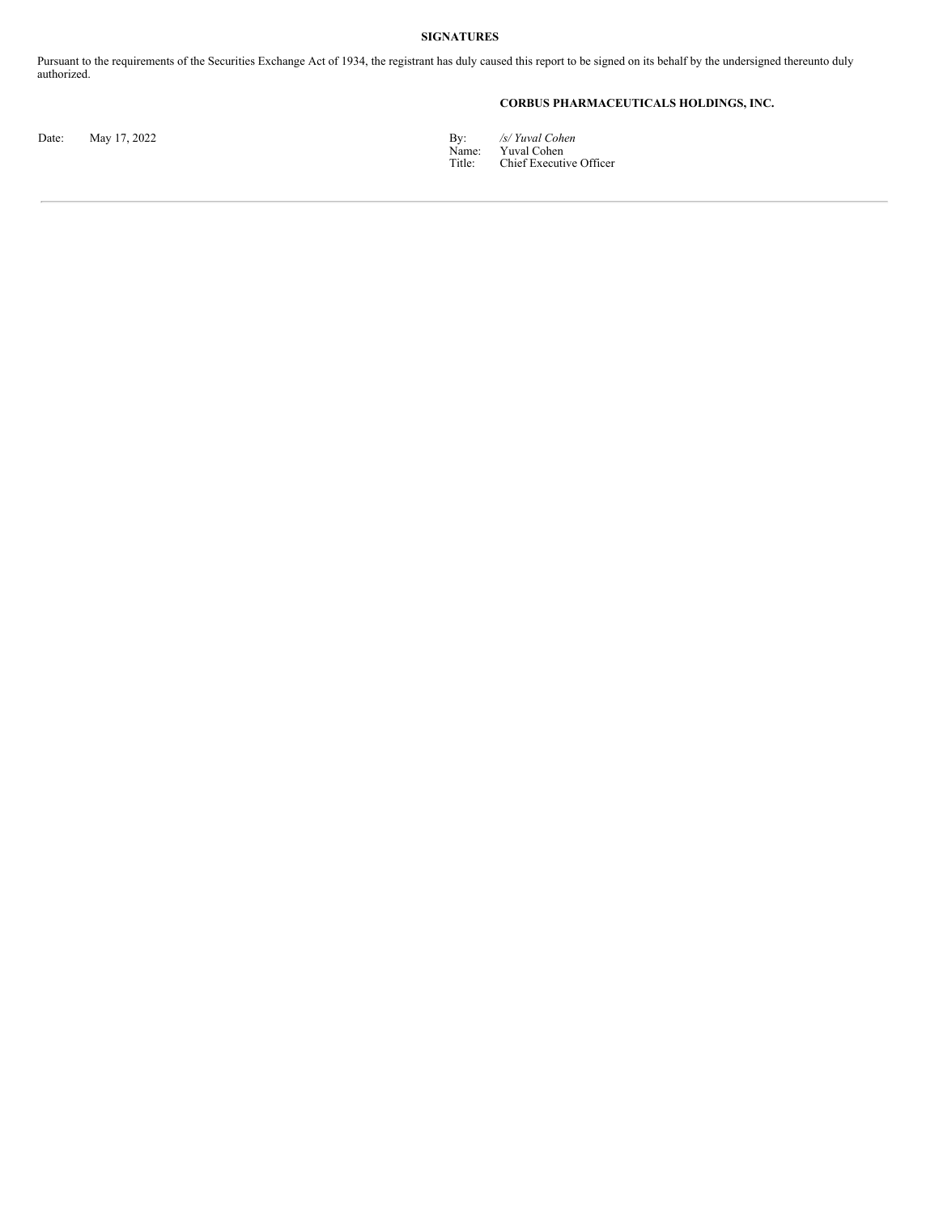**SIGNATURES**

Pursuant to the requirements of the Securities Exchange Act of 1934, the registrant has duly caused this report to be signed on its behalf by the undersigned thereunto duly authorized.

**CORBUS PHARMACEUTICALS HOLDINGS, INC.**

| | | | |
|---|---|---|---|
| Date: | May 17, 2022 | By: | */s/ Yuval Cohen* |
| | | Name: | Yuval Cohen |
| | | Title: | Chief Executive Officer |